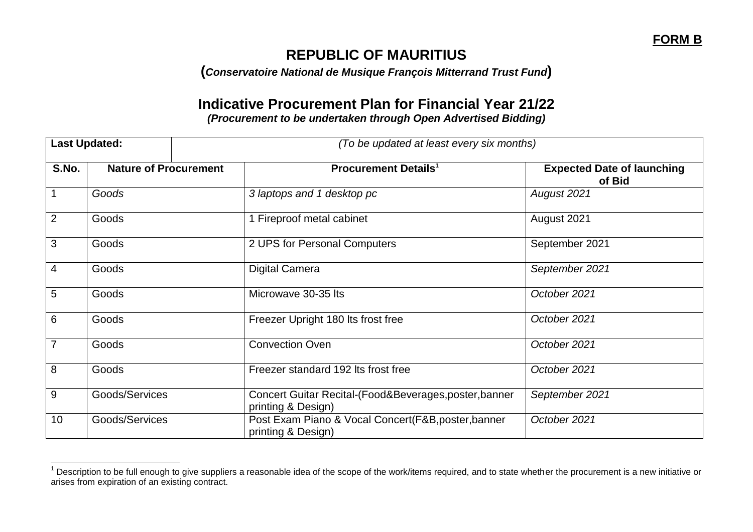**FORM B**

# REPUBLIC OF MAURITIUS

**(*Conservatoire National de Musique François Mitterrand Trust Fund*)**

## Indicative Procurement Plan for Financial Year 21/22

***(Procurement to be undertaken through Open Advertised Bidding)***

| **Last Updated:** | *(To be updated at least every six months)* | | |
|---|---|---|---|
| **S.No.** | **Nature of Procurement** | **Procurement Details[1]** | **Expected Date of launching of Bid** |
| 1 | *Goods* | *3 laptops and 1 desktop pc* | *August 2021* |
| 2 | Goods | 1 Fireproof metal cabinet | August 2021 |
| 3 | Goods | 2 UPS for Personal Computers | September 2021 |
| 4 | Goods | Digital Camera | *September 2021* |
| 5 | Goods | Microwave 30-35 lts | *October 2021* |
| 6 | Goods | Freezer Upright 180 lts frost free | *October 2021* |
| 7 | Goods | Convection Oven | *October 2021* |
| 8 | Goods | Freezer standard 192 lts frost free | *October 2021* |
| 9 | Goods/Services | Concert Guitar Recital-(Food&Beverages,poster,banner printing & Design) | *September 2021* |
| 10 | Goods/Services | Post Exam Piano & Vocal Concert(F&B,poster,banner printing & Design) | *October 2021* |

[1] Description to be full enough to give suppliers a reasonable idea of the scope of the work/items required, and to state whether the procurement is a new initiative or arises from expiration of an existing contract.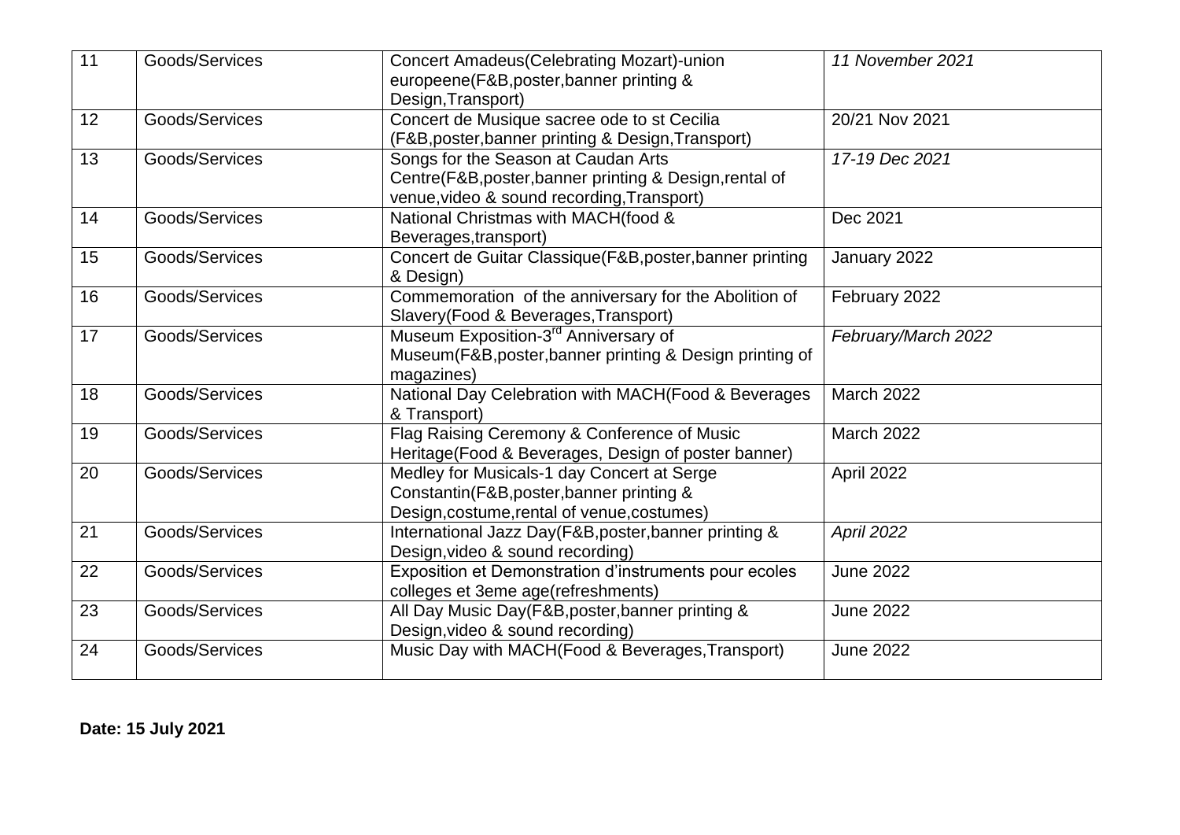| 11 | Goods/Services | Concert Amadeus(Celebrating Mozart)-union europeene(F&B,poster,banner printing & Design,Transport) | *11 November 2021* |
|---|---|---|---|
| 12 | Goods/Services | Concert de Musique sacree ode to st Cecilia (F&B,poster,banner printing & Design,Transport) | 20/21 Nov 2021 |
| 13 | Goods/Services | Songs for the Season at Caudan Arts Centre(F&B,poster,banner printing & Design,rental of venue,video & sound recording,Transport) | *17-19 Dec 2021* |
| 14 | Goods/Services | National Christmas with MACH(food & Beverages,transport) | Dec 2021 |
| 15 | Goods/Services | Concert de Guitar Classique(F&B,poster,banner printing & Design) | January 2022 |
| 16 | Goods/Services | Commemoration of the anniversary for the Abolition of Slavery(Food & Beverages,Transport) | February 2022 |
| 17 | Goods/Services | Museum Exposition-3rd Anniversary of Museum(F&B,poster,banner printing & Design printing of magazines) | *February/March 2022* |
| 18 | Goods/Services | National Day Celebration with MACH(Food & Beverages & Transport) | March 2022 |
| 19 | Goods/Services | Flag Raising Ceremony & Conference of Music Heritage(Food & Beverages, Design of poster banner) | March 2022 |
| 20 | Goods/Services | Medley for Musicals-1 day Concert at Serge Constantin(F&B,poster,banner printing & Design,costume,rental of venue,costumes) | April 2022 |
| 21 | Goods/Services | International Jazz Day(F&B,poster,banner printing & Design,video & sound recording) | *April 2022* |
| 22 | Goods/Services | Exposition et Demonstration d'instruments pour ecoles colleges et 3eme age(refreshments) | June 2022 |
| 23 | Goods/Services | All Day Music Day(F&B,poster,banner printing & Design,video & sound recording) | June 2022 |
| 24 | Goods/Services | Music Day with MACH(Food & Beverages,Transport) | June 2022 |

**Date: 15 July 2021**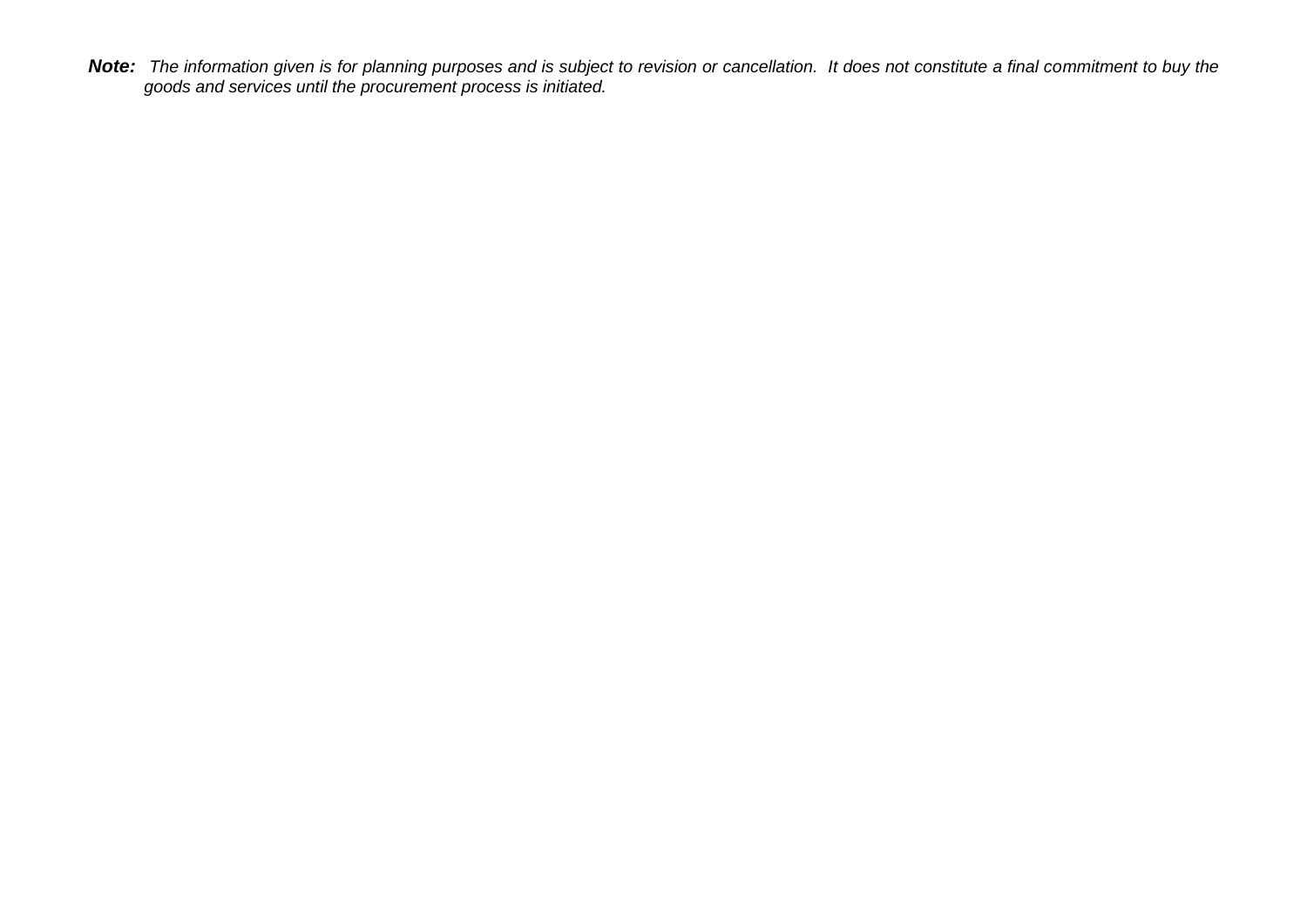***Note:*** *The information given is for planning purposes and is subject to revision or cancellation. It does not constitute a final commitment to buy the goods and services until the procurement process is initiated.*